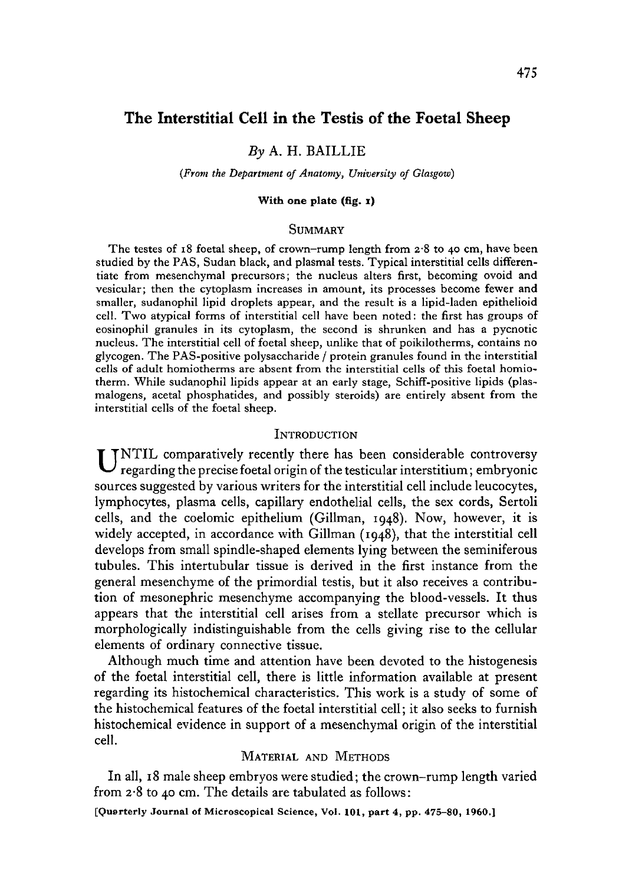# The Interstitial Cell in the Testis of the Foetal Sheep

*By* A. H. BAILLIE

*(From the Department of Anatomy, University of Glasgow)*

**With one plate (fig. 1)**

## Summary

The testes of 18 foetal sheep, of crown–rump length from 2·8 to 40 cm, have been studied by the PAS, Sudan black, and plasmal tests. Typical interstitial cells differentiate from mesenchymal precursors; the nucleus alters first, becoming ovoid and vesicular; then the cytoplasm increases in amount, its processes become fewer and smaller, sudanophil lipid droplets appear, and the result is a lipid-laden epithelioid cell. Two atypical forms of interstitial cell have been noted: the first has groups of eosinophil granules in its cytoplasm, the second is shrunken and has a pycnotic nucleus. The interstitial cell of foetal sheep, unlike that of poikilotherms, contains no glycogen. The PAS-positive polysaccharide / protein granules found in the interstitial cells of adult homiotherms are absent from the interstitial cells of this foetal homiotherm. While sudanophil lipids appear at an early stage, Schiff-positive lipids (plasmalogens, acetal phosphatides, and possibly steroids) are entirely absent from the interstitial cells of the foetal sheep.

## Introduction

Until comparatively recently there has been considerable controversy regarding the precise foetal origin of the testicular interstitium; embryonic sources suggested by various writers for the interstitial cell include leucocytes, lymphocytes, plasma cells, capillary endothelial cells, the sex cords, Sertoli cells, and the coelomic epithelium (Gillman, 1948). Now, however, it is widely accepted, in accordance with Gillman (1948), that the interstitial cell develops from small spindle-shaped elements lying between the seminiferous tubules. This intertubular tissue is derived in the first instance from the general mesenchyme of the primordial testis, but it also receives a contribution of mesonephric mesenchyme accompanying the blood-vessels. It thus appears that the interstitial cell arises from a stellate precursor which is morphologically indistinguishable from the cells giving rise to the cellular elements of ordinary connective tissue.

Although much time and attention have been devoted to the histogenesis of the foetal interstitial cell, there is little information available at present regarding its histochemical characteristics. This work is a study of some of the histochemical features of the foetal interstitial cell; it also seeks to furnish histochemical evidence in support of a mesenchymal origin of the interstitial cell.

## Material and Methods

In all, 18 male sheep embryos were studied; the crown–rump length varied from 2·8 to 40 cm. The details are tabulated as follows: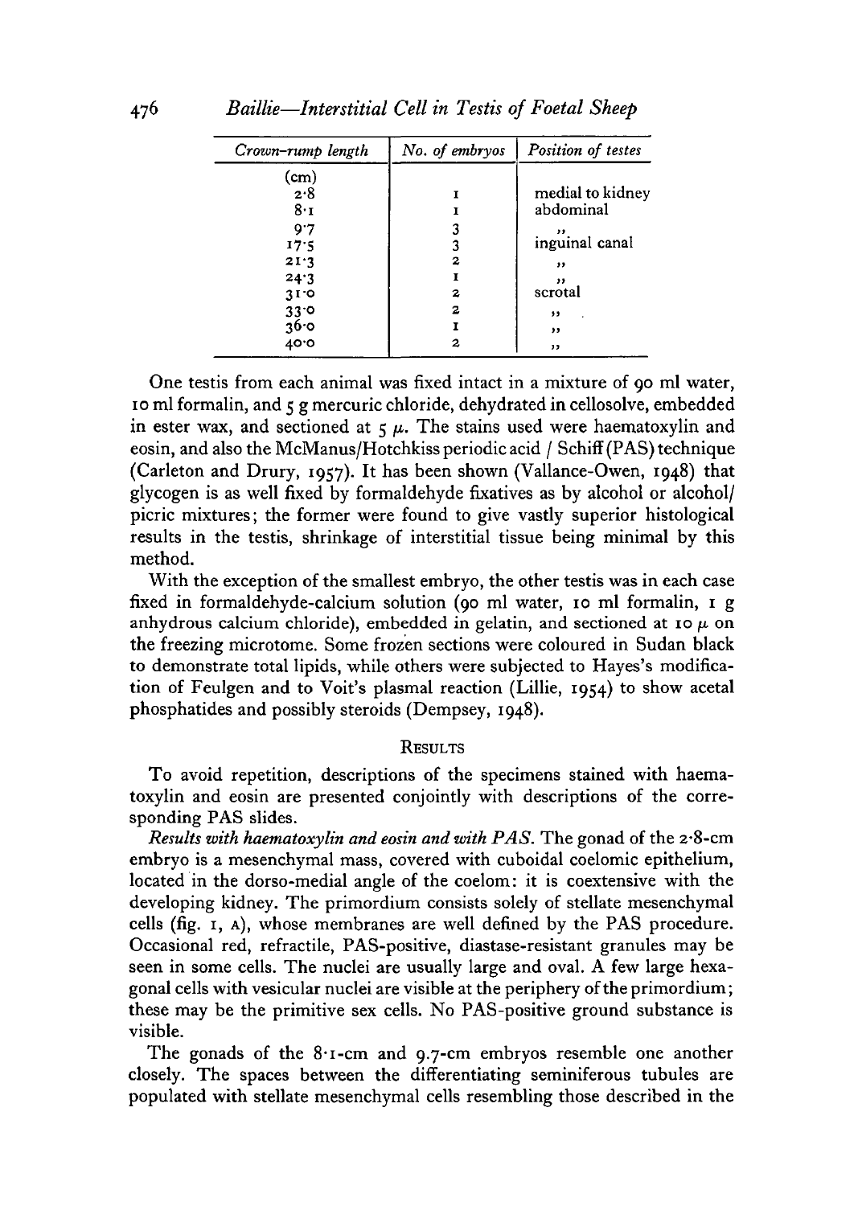| Crown–rump length | No. of embryos | Position of testes |
|---|---|---|
| (cm) | | |
| 2·8 | 1 | medial to kidney |
| 8·1 | 1 | abdominal |
| 9·7 | 3 | ,, |
| 17·5 | 3 | inguinal canal |
| 21·3 | 2 | ,, |
| 24·3 | 1 | ,, |
| 31·0 | 2 | scrotal |
| 33·0 | 2 | ,, |
| 36·0 | 1 | ,, |
| 40·0 | 2 | ,, |

One testis from each animal was fixed intact in a mixture of 90 ml water, 10 ml formalin, and 5 g mercuric chloride, dehydrated in cellosolve, embedded in ester wax, and sectioned at 5 $\mu$. The stains used were haematoxylin and eosin, and also the McManus/Hotchkiss periodic acid / Schiff (PAS) technique (Carleton and Drury, 1957). It has been shown (Vallance-Owen, 1948) that glycogen is as well fixed by formaldehyde fixatives as by alcohol or alcohol/picric mixtures; the former were found to give vastly superior histological results in the testis, shrinkage of interstitial tissue being minimal by this method.

With the exception of the smallest embryo, the other testis was in each case fixed in formaldehyde-calcium solution (90 ml water, 10 ml formalin, 1 g anhydrous calcium chloride), embedded in gelatin, and sectioned at 10 $\mu$ on the freezing microtome. Some frozen sections were coloured in Sudan black to demonstrate total lipids, while others were subjected to Hayes's modification of Feulgen and to Voit's plasmal reaction (Lillie, 1954) to show acetal phosphatides and possibly steroids (Dempsey, 1948).

## Results

To avoid repetition, descriptions of the specimens stained with haematoxylin and eosin are presented conjointly with descriptions of the corresponding PAS slides.

*Results with haematoxylin and eosin and with PAS.* The gonad of the 2·8-cm embryo is a mesenchymal mass, covered with cuboidal coelomic epithelium, located in the dorso-medial angle of the coelom: it is coextensive with the developing kidney. The primordium consists solely of stellate mesenchymal cells (fig. 1, A), whose membranes are well defined by the PAS procedure. Occasional red, refractile, PAS-positive, diastase-resistant granules may be seen in some cells. The nuclei are usually large and oval. A few large hexagonal cells with vesicular nuclei are visible at the periphery of the primordium; these may be the primitive sex cells. No PAS-positive ground substance is visible.

The gonads of the 8·1-cm and 9·7-cm embryos resemble one another closely. The spaces between the differentiating seminiferous tubules are populated with stellate mesenchymal cells resembling those described in the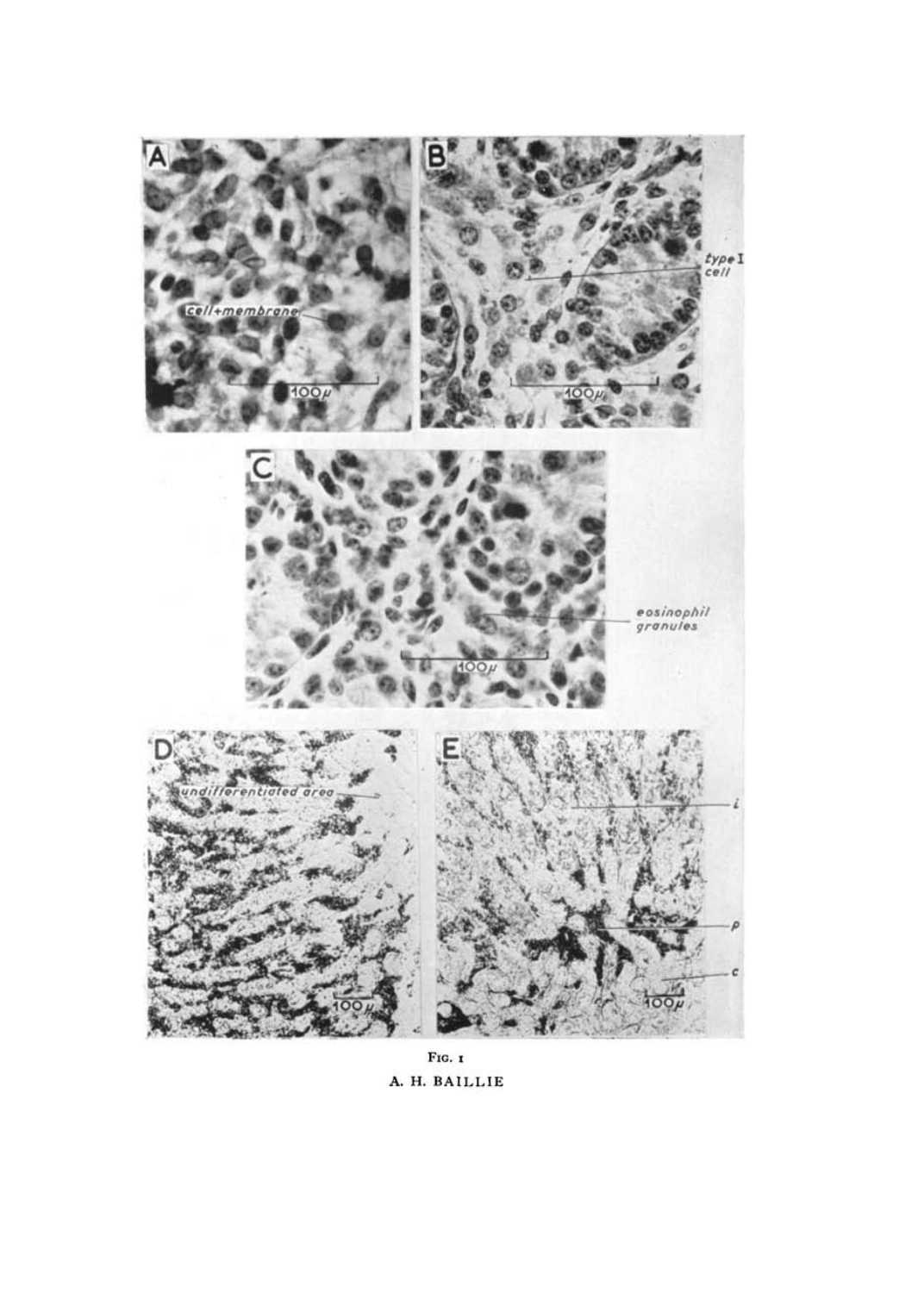Fig. 1

A. H. BAILLIE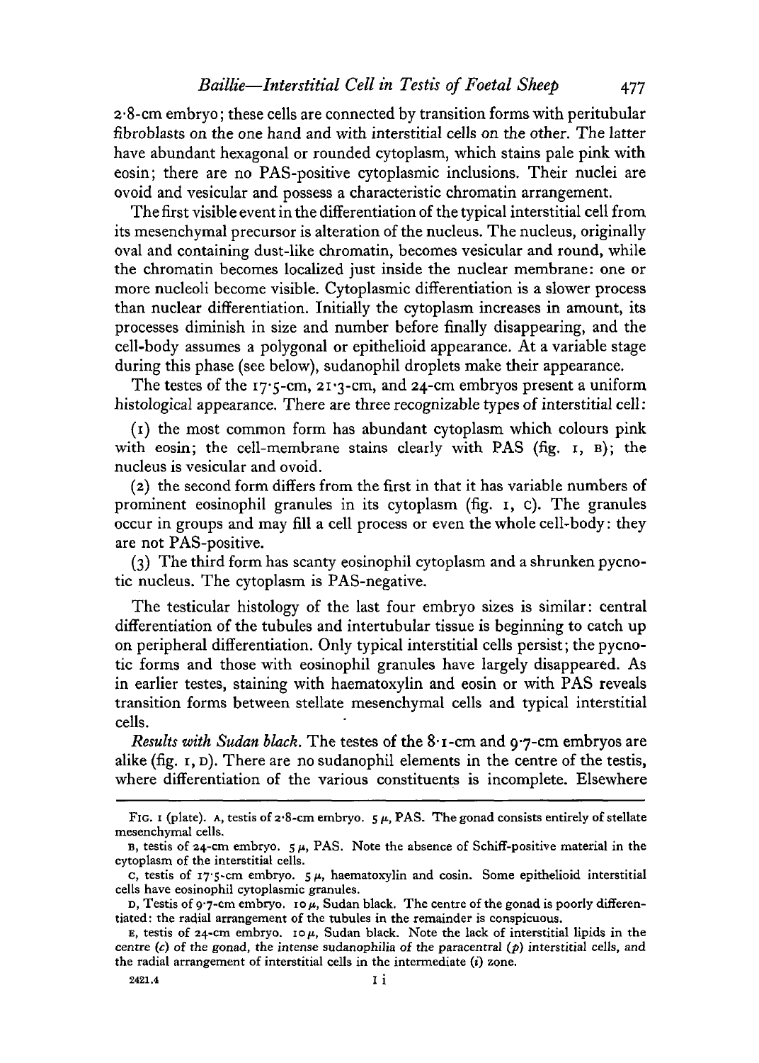2·8-cm embryo; these cells are connected by transition forms with peritubular fibroblasts on the one hand and with interstitial cells on the other. The latter have abundant hexagonal or rounded cytoplasm, which stains pale pink with eosin; there are no PAS-positive cytoplasmic inclusions. Their nuclei are ovoid and vesicular and possess a characteristic chromatin arrangement.

The first visible event in the differentiation of the typical interstitial cell from its mesenchymal precursor is alteration of the nucleus. The nucleus, originally oval and containing dust-like chromatin, becomes vesicular and round, while the chromatin becomes localized just inside the nuclear membrane: one or more nucleoli become visible. Cytoplasmic differentiation is a slower process than nuclear differentiation. Initially the cytoplasm increases in amount, its processes diminish in size and number before finally disappearing, and the cell-body assumes a polygonal or epithelioid appearance. At a variable stage during this phase (see below), sudanophil droplets make their appearance.

The testes of the 17·5-cm, 21·3-cm, and 24-cm embryos present a uniform histological appearance. There are three recognizable types of interstitial cell:

(1) the most common form has abundant cytoplasm which colours pink with eosin; the cell-membrane stains clearly with PAS (fig. 1, B); the nucleus is vesicular and ovoid.

(2) the second form differs from the first in that it has variable numbers of prominent eosinophil granules in its cytoplasm (fig. 1, C). The granules occur in groups and may fill a cell process or even the whole cell-body: they are not PAS-positive.

(3) The third form has scanty eosinophil cytoplasm and a shrunken pycnotic nucleus. The cytoplasm is PAS-negative.

The testicular histology of the last four embryo sizes is similar: central differentiation of the tubules and intertubular tissue is beginning to catch up on peripheral differentiation. Only typical interstitial cells persist; the pycnotic forms and those with eosinophil granules have largely disappeared. As in earlier testes, staining with haematoxylin and eosin or with PAS reveals transition forms between stellate mesenchymal cells and typical interstitial cells.

*Results with Sudan black.* The testes of the 8·1-cm and 9·7-cm embryos are alike (fig. 1, D). There are no sudanophil elements in the centre of the testis, where differentiation of the various constituents is incomplete. Elsewhere

---

FIG. 1 (plate). A, testis of 2·8-cm embryo. 5 μ, PAS. The gonad consists entirely of stellate mesenchymal cells.

B, testis of 24-cm embryo. 5 μ, PAS. Note the absence of Schiff-positive material in the cytoplasm of the interstitial cells.

C, testis of 17·5-cm embryo. 5 μ, haematoxylin and eosin. Some epithelioid interstitial cells have eosinophil cytoplasmic granules.

D, Testis of 9·7-cm embryo. 10 μ, Sudan black. The centre of the gonad is poorly differentiated: the radial arrangement of the tubules in the remainder is conspicuous.

E, testis of 24-cm embryo. 10 μ, Sudan black. Note the lack of interstitial lipids in the centre (*c*) of the gonad, the intense sudanophilia of the paracentral (*p*) interstitial cells, and the radial arrangement of interstitial cells in the intermediate (*i*) zone.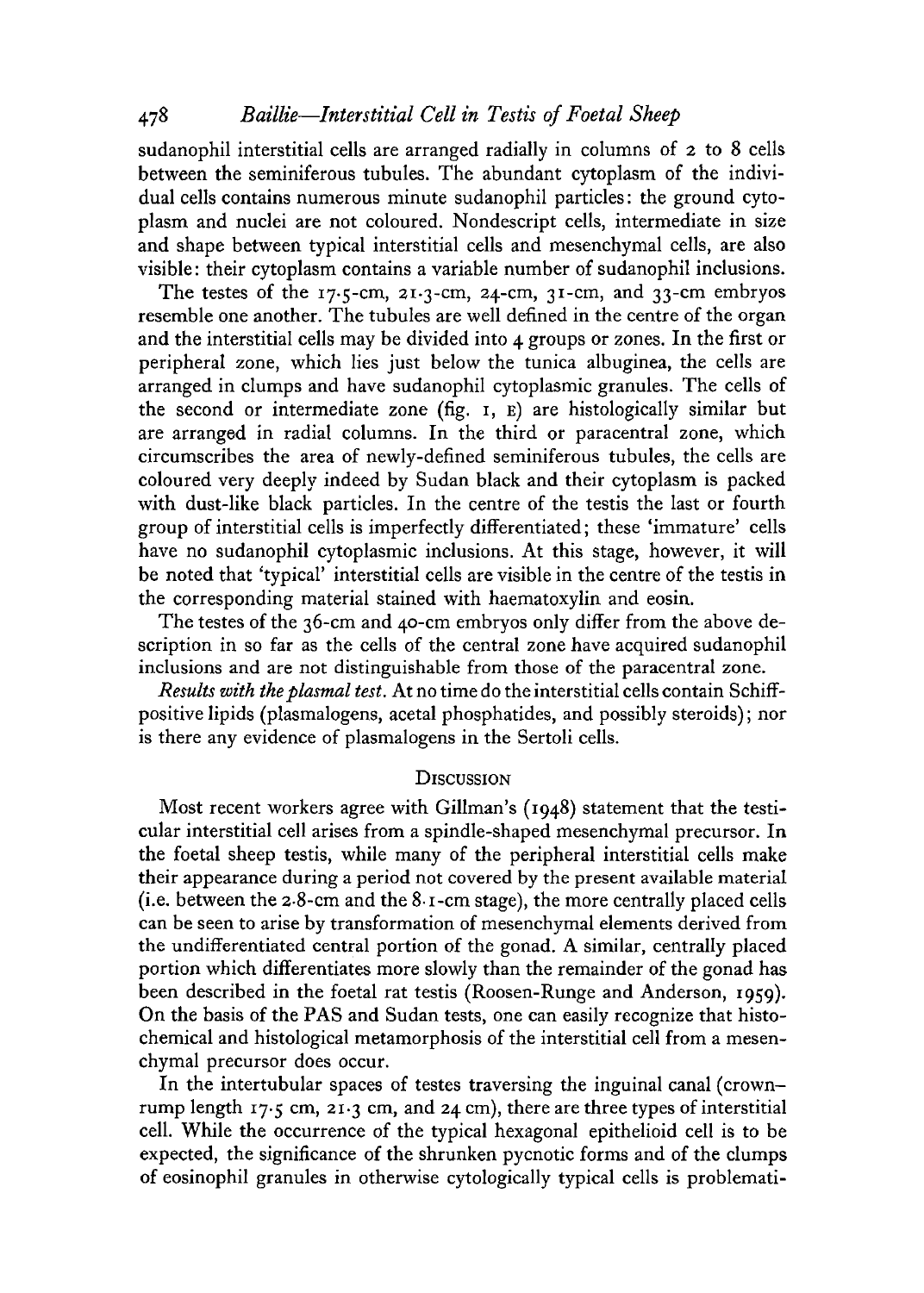sudanophil interstitial cells are arranged radially in columns of 2 to 8 cells between the seminiferous tubules. The abundant cytoplasm of the individual cells contains numerous minute sudanophil particles: the ground cytoplasm and nuclei are not coloured. Nondescript cells, intermediate in size and shape between typical interstitial cells and mesenchymal cells, are also visible: their cytoplasm contains a variable number of sudanophil inclusions.

The testes of the 17·5-cm, 21·3-cm, 24-cm, 31-cm, and 33-cm embryos resemble one another. The tubules are well defined in the centre of the organ and the interstitial cells may be divided into 4 groups or zones. In the first or peripheral zone, which lies just below the tunica albuginea, the cells are arranged in clumps and have sudanophil cytoplasmic granules. The cells of the second or intermediate zone (fig. 1, E) are histologically similar but are arranged in radial columns. In the third or paracentral zone, which circumscribes the area of newly-defined seminiferous tubules, the cells are coloured very deeply indeed by Sudan black and their cytoplasm is packed with dust-like black particles. In the centre of the testis the last or fourth group of interstitial cells is imperfectly differentiated; these 'immature' cells have no sudanophil cytoplasmic inclusions. At this stage, however, it will be noted that 'typical' interstitial cells are visible in the centre of the testis in the corresponding material stained with haematoxylin and eosin.

The testes of the 36-cm and 40-cm embryos only differ from the above description in so far as the cells of the central zone have acquired sudanophil inclusions and are not distinguishable from those of the paracentral zone.

*Results with the plasmal test.* At no time do the interstitial cells contain Schiff-positive lipids (plasmalogens, acetal phosphatides, and possibly steroids); nor is there any evidence of plasmalogens in the Sertoli cells.

## Discussion

Most recent workers agree with Gillman's (1948) statement that the testicular interstitial cell arises from a spindle-shaped mesenchymal precursor. In the foetal sheep testis, while many of the peripheral interstitial cells make their appearance during a period not covered by the present available material (i.e. between the 2·8-cm and the 8·1-cm stage), the more centrally placed cells can be seen to arise by transformation of mesenchymal elements derived from the undifferentiated central portion of the gonad. A similar, centrally placed portion which differentiates more slowly than the remainder of the gonad has been described in the foetal rat testis (Roosen-Runge and Anderson, 1959). On the basis of the PAS and Sudan tests, one can easily recognize that histochemical and histological metamorphosis of the interstitial cell from a mesenchymal precursor does occur.

In the intertubular spaces of testes traversing the inguinal canal (crown–rump length 17·5 cm, 21·3 cm, and 24 cm), there are three types of interstitial cell. While the occurrence of the typical hexagonal epithelioid cell is to be expected, the significance of the shrunken pycnotic forms and of the clumps of eosinophil granules in otherwise cytologically typical cells is problemati-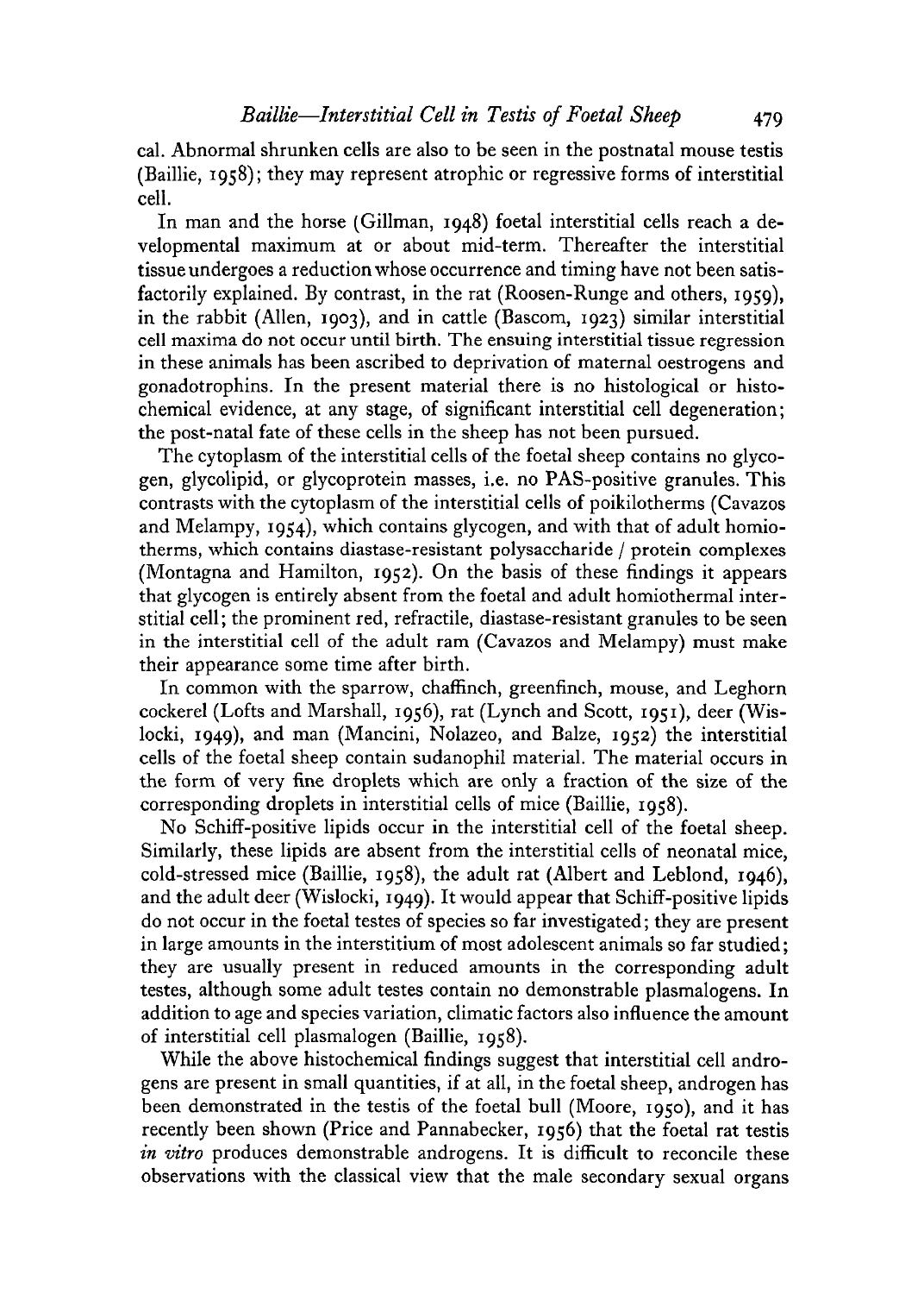cal. Abnormal shrunken cells are also to be seen in the postnatal mouse testis (Baillie, 1958); they may represent atrophic or regressive forms of interstitial cell.

In man and the horse (Gillman, 1948) foetal interstitial cells reach a developmental maximum at or about mid-term. Thereafter the interstitial tissue undergoes a reduction whose occurrence and timing have not been satisfactorily explained. By contrast, in the rat (Roosen-Runge and others, 1959), in the rabbit (Allen, 1903), and in cattle (Bascom, 1923) similar interstitial cell maxima do not occur until birth. The ensuing interstitial tissue regression in these animals has been ascribed to deprivation of maternal oestrogens and gonadotrophins. In the present material there is no histological or histochemical evidence, at any stage, of significant interstitial cell degeneration; the post-natal fate of these cells in the sheep has not been pursued.

The cytoplasm of the interstitial cells of the foetal sheep contains no glycogen, glycolipid, or glycoprotein masses, i.e. no PAS-positive granules. This contrasts with the cytoplasm of the interstitial cells of poikilotherms (Cavazos and Melampy, 1954), which contains glycogen, and with that of adult homiotherms, which contains diastase-resistant polysaccharide / protein complexes (Montagna and Hamilton, 1952). On the basis of these findings it appears that glycogen is entirely absent from the foetal and adult homiothermal interstitial cell; the prominent red, refractile, diastase-resistant granules to be seen in the interstitial cell of the adult ram (Cavazos and Melampy) must make their appearance some time after birth.

In common with the sparrow, chaffinch, greenfinch, mouse, and Leghorn cockerel (Lofts and Marshall, 1956), rat (Lynch and Scott, 1951), deer (Wislocki, 1949), and man (Mancini, Nolazeo, and Balze, 1952) the interstitial cells of the foetal sheep contain sudanophil material. The material occurs in the form of very fine droplets which are only a fraction of the size of the corresponding droplets in interstitial cells of mice (Baillie, 1958).

No Schiff-positive lipids occur in the interstitial cell of the foetal sheep. Similarly, these lipids are absent from the interstitial cells of neonatal mice, cold-stressed mice (Baillie, 1958), the adult rat (Albert and Leblond, 1946), and the adult deer (Wislocki, 1949). It would appear that Schiff-positive lipids do not occur in the foetal testes of species so far investigated; they are present in large amounts in the interstitium of most adolescent animals so far studied; they are usually present in reduced amounts in the corresponding adult testes, although some adult testes contain no demonstrable plasmalogens. In addition to age and species variation, climatic factors also influence the amount of interstitial cell plasmalogen (Baillie, 1958).

While the above histochemical findings suggest that interstitial cell androgens are present in small quantities, if at all, in the foetal sheep, androgen has been demonstrated in the testis of the foetal bull (Moore, 1950), and it has recently been shown (Price and Pannabecker, 1956) that the foetal rat testis *in vitro* produces demonstrable androgens. It is difficult to reconcile these observations with the classical view that the male secondary sexual organs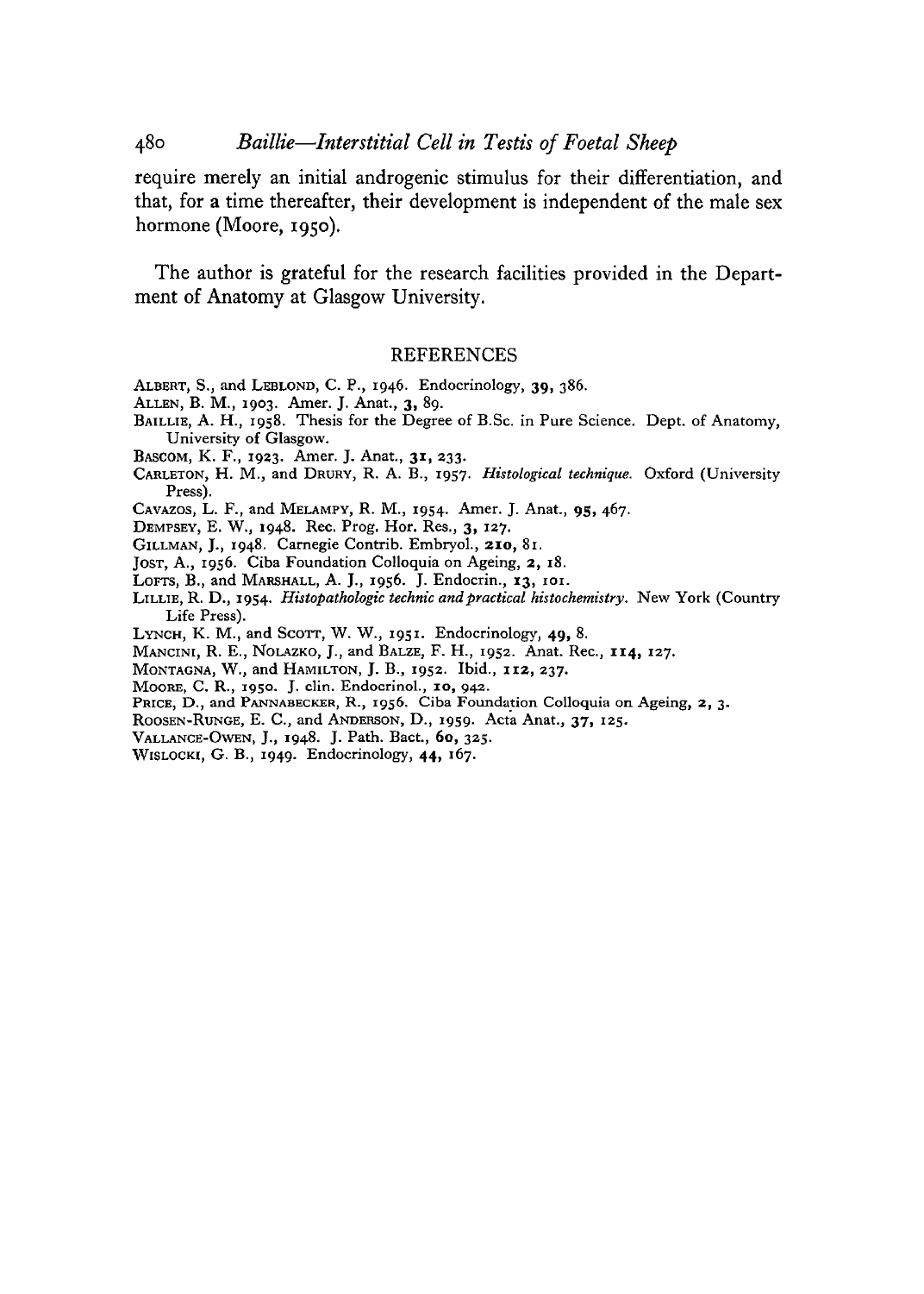require merely an initial androgenic stimulus for their differentiation, and that, for a time thereafter, their development is independent of the male sex hormone (Moore, 1950).

The author is grateful for the research facilities provided in the Department of Anatomy at Glasgow University.

## REFERENCES

ALBERT, S., and LEBLOND, C. P., 1946. Endocrinology, **39**, 386.

ALLEN, B. M., 1903. Amer. J. Anat., **3**, 89.

BAILLIE, A. H., 1958. Thesis for the Degree of B.Sc. in Pure Science. Dept. of Anatomy, University of Glasgow.

BASCOM, K. F., 1923. Amer. J. Anat., **31**, 233.

CARLETON, H. M., and DRURY, R. A. B., 1957. *Histological technique.* Oxford (University Press).

CAVAZOS, L. F., and MELAMPY, R. M., 1954. Amer. J. Anat., **95**, 467.

DEMPSEY, E. W., 1948. Rec. Prog. Hor. Res., **3**, 127.

GILLMAN, J., 1948. Carnegie Contrib. Embryol., **210**, 81.

JOST, A., 1956. Ciba Foundation Colloquia on Ageing, **2**, 18.

LOFTS, B., and MARSHALL, A. J., 1956. J. Endocrin., **13**, 101.

LILLIE, R. D., 1954. *Histopathologic technic and practical histochemistry.* New York (Country Life Press).

LYNCH, K. M., and SCOTT, W. W., 1951. Endocrinology, **49**, 8.

MANCINI, R. E., NOLAZKO, J., and BALZE, F. H., 1952. Anat. Rec., **114**, 127.

MONTAGNA, W., and HAMILTON, J. B., 1952. Ibid., **112**, 237.

MOORE, C. R., 1950. J. clin. Endocrinol., **10**, 942.

PRICE, D., and PANNABECKER, R., 1956. Ciba Foundation Colloquia on Ageing, **2**, 3.

ROOSEN-RUNGE, E. C., and ANDERSON, D., 1959. Acta Anat., **37**, 125.

VALLANCE-OWEN, J., 1948. J. Path. Bact., **60**, 325.

WISLOCKI, G. B., 1949. Endocrinology, **44**, 167.